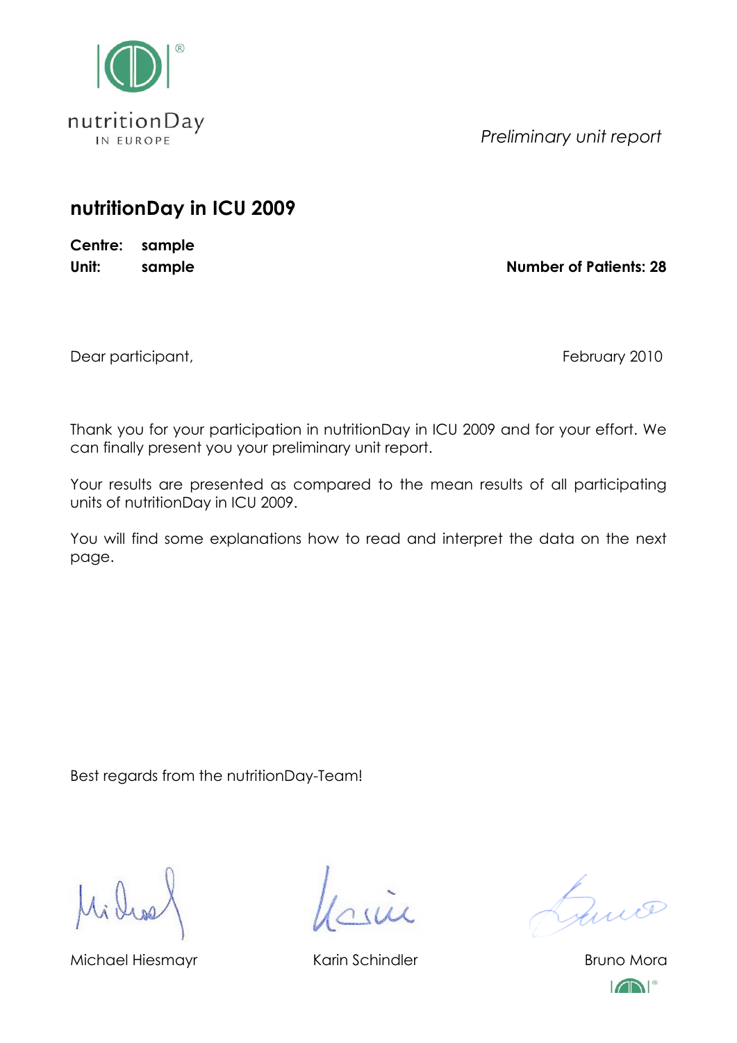nutritionDay
IN EUROPE

*Preliminary unit report*

# nutritionDay in ICU 2009

**Centre:** **sample**

**Unit:** **sample**

**Number of Patients: 28**

Dear participant,

February 2010

Thank you for your participation in nutritionDay in ICU 2009 and for your effort. We can finally present you your preliminary unit report.

Your results are presented as compared to the mean results of all participating units of nutritionDay in ICU 2009.

You will find some explanations how to read and interpret the data on the next page.

Best regards from the nutritionDay-Team!

Michael Hiesmayr

Karin Schindler

Bruno Mora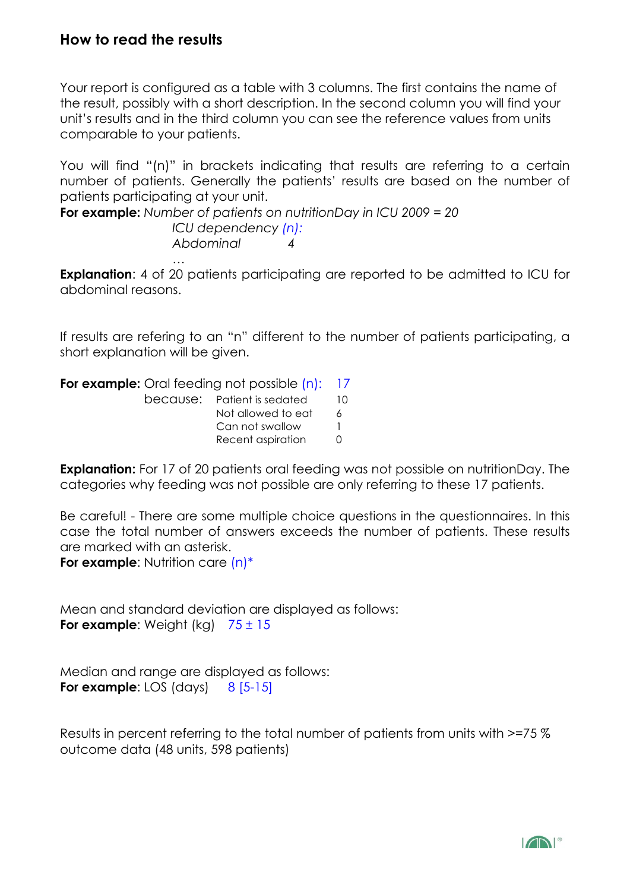## How to read the results

Your report is configured as a table with 3 columns. The first contains the name of the result, possibly with a short description. In the second column you will find your unit's results and in the third column you can see the reference values from units comparable to your patients.

You will find "(n)" in brackets indicating that results are referring to a certain number of patients. Generally the patients' results are based on the number of patients participating at your unit.

**For example:** *Number of patients on nutritionDay in ICU 2009 = 20*
*ICU dependency (n):*
*Abdominal 4*
*…*

**Explanation**: 4 of 20 patients participating are reported to be admitted to ICU for abdominal reasons.

If results are refering to an "n" different to the number of patients participating, a short explanation will be given.

**For example:** Oral feeding not possible (n): 17

| because: | | |
|---|---|---|
| | Patient is sedated | 10 |
| | Not allowed to eat | 6 |
| | Can not swallow | 1 |
| | Recent aspiration | 0 |

**Explanation:** For 17 of 20 patients oral feeding was not possible on nutritionDay. The categories why feeding was not possible are only referring to these 17 patients.

Be careful! - There are some multiple choice questions in the questionnaires. In this case the total number of answers exceeds the number of patients. These results are marked with an asterisk.

**For example**: Nutrition care (n)*

Mean and standard deviation are displayed as follows:

**For example**: Weight (kg) 75 ± 15

Median and range are displayed as follows:

**For example**: LOS (days) 8 [5-15]

Results in percent referring to the total number of patients from units with >=75 % outcome data (48 units, 598 patients)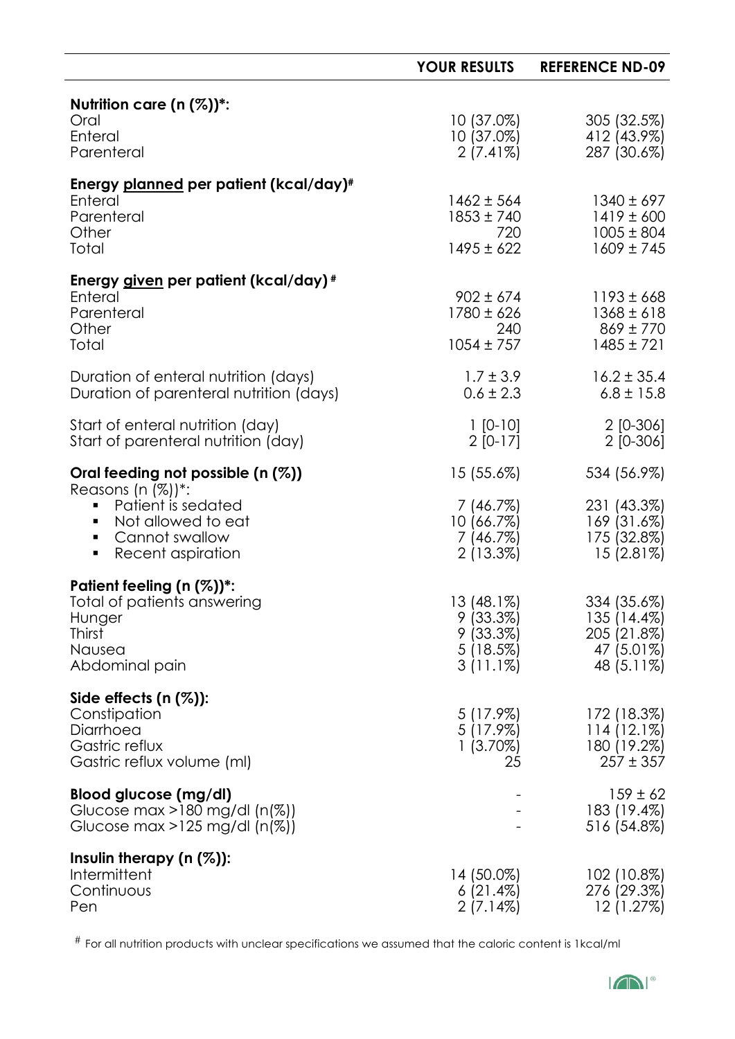| | YOUR RESULTS | REFERENCE ND-09 |
|---|---|---|
| **Nutrition care (n (%))*:** | | |
| Oral | 10 (37.0%) | 305 (32.5%) |
| Enteral | 10 (37.0%) | 412 (43.9%) |
| Parenteral | 2 (7.41%) | 287 (30.6%) |
| **Energy <u>planned</u> per patient (kcal/day)#** | | |
| Enteral | 1462 ± 564 | 1340 ± 697 |
| Parenteral | 1853 ± 740 | 1419 ± 600 |
| Other | 720 | 1005 ± 804 |
| Total | 1495 ± 622 | 1609 ± 745 |
| **Energy <u>given</u> per patient (kcal/day) #** | | |
| Enteral | 902 ± 674 | 1193 ± 668 |
| Parenteral | 1780 ± 626 | 1368 ± 618 |
| Other | 240 | 869 ± 770 |
| Total | 1054 ± 757 | 1485 ± 721 |
| Duration of enteral nutrition (days) | 1.7 ± 3.9 | 16.2 ± 35.4 |
| Duration of parenteral nutrition (days) | 0.6 ± 2.3 | 6.8 ± 15.8 |
| Start of enteral nutrition (day) | 1 [0-10] | 2 [0-306] |
| Start of parenteral nutrition (day) | 2 [0-17] | 2 [0-306] |
| **Oral feeding not possible (n (%))** | 15 (55.6%) | 534 (56.9%) |
| Reasons (n (%))*: | | |
| ▪ Patient is sedated | 7 (46.7%) | 231 (43.3%) |
| ▪ Not allowed to eat | 10 (66.7%) | 169 (31.6%) |
| ▪ Cannot swallow | 7 (46.7%) | 175 (32.8%) |
| ▪ Recent aspiration | 2 (13.3%) | 15 (2.81%) |
| **Patient feeling (n (%))*:** | | |
| Total of patients answering | 13 (48.1%) | 334 (35.6%) |
| Hunger | 9 (33.3%) | 135 (14.4%) |
| Thirst | 9 (33.3%) | 205 (21.8%) |
| Nausea | 5 (18.5%) | 47 (5.01%) |
| Abdominal pain | 3 (11.1%) | 48 (5.11%) |
| **Side effects (n (%)):** | | |
| Constipation | 5 (17.9%) | 172 (18.3%) |
| Diarrhoea | 5 (17.9%) | 114 (12.1%) |
| Gastric reflux | 1 (3.70%) | 180 (19.2%) |
| Gastric reflux volume (ml) | 25 | 257 ± 357 |
| **Blood glucose (mg/dl)** | - | 159 ± 62 |
| Glucose max >180 mg/dl (n(%)) | - | 183 (19.4%) |
| Glucose max >125 mg/dl (n(%)) | - | 516 (54.8%) |
| **Insulin therapy (n (%)):** | | |
| Intermittent | 14 (50.0%) | 102 (10.8%) |
| Continuous | 6 (21.4%) | 276 (29.3%) |
| Pen | 2 (7.14%) | 12 (1.27%) |

# For all nutrition products with unclear specifications we assumed that the caloric content is 1kcal/ml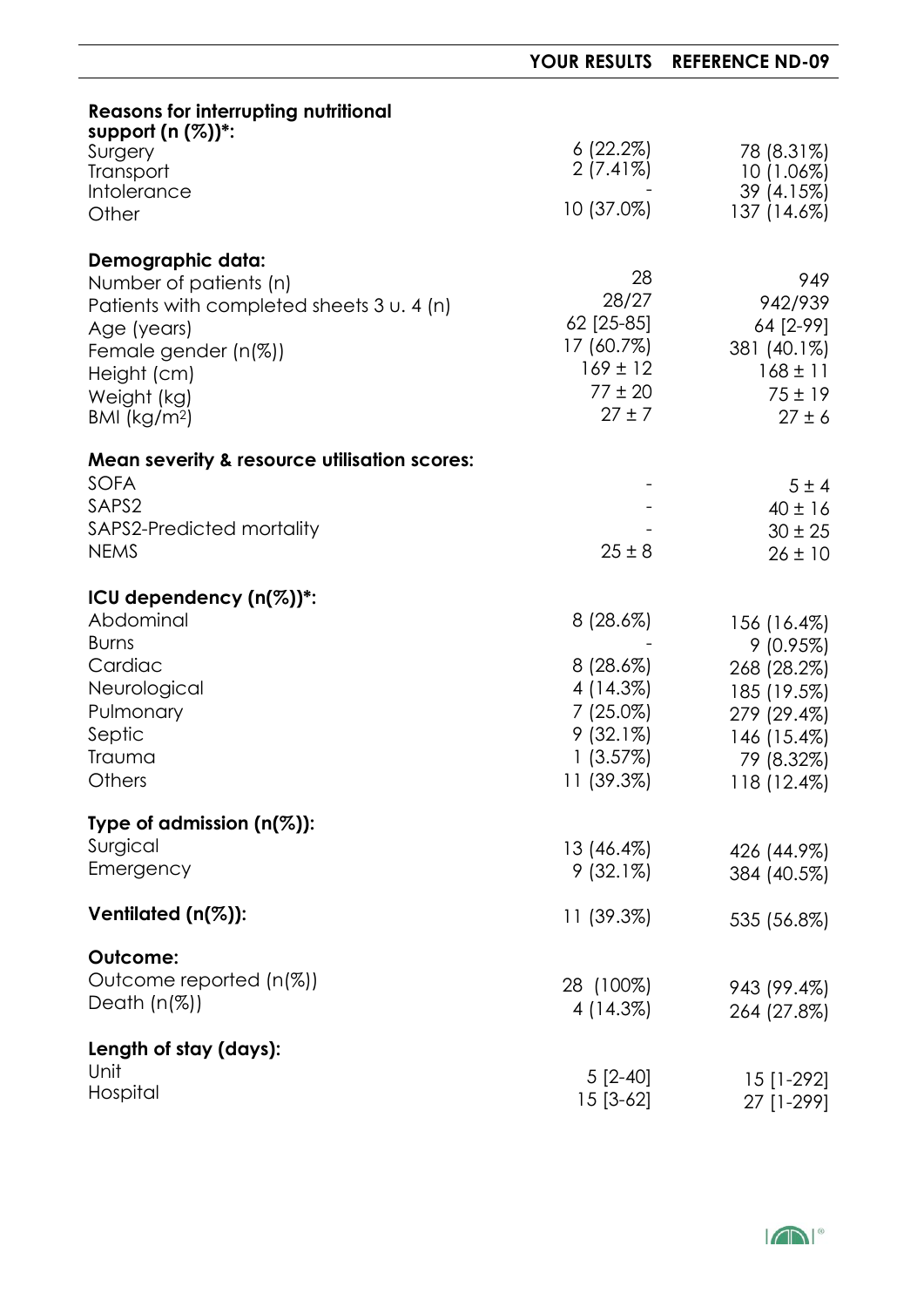| | YOUR RESULTS | REFERENCE ND-09 |
|---|---|---|
| **Reasons for interrupting nutritional support (n (%))*:** | | |
| Surgery | 6 (22.2%) | 78 (8.31%) |
| Transport | 2 (7.41%) | 10 (1.06%) |
| Intolerance | - | 39 (4.15%) |
| Other | 10 (37.0%) | 137 (14.6%) |
| **Demographic data:** | | |
| Number of patients (n) | 28 | 949 |
| Patients with completed sheets 3 u. 4 (n) | 28/27 | 942/939 |
| Age (years) | 62 [25-85] | 64 [2-99] |
| Female gender (n(%)) | 17 (60.7%) | 381 (40.1%) |
| Height (cm) | 169 ± 12 | 168 ± 11 |
| Weight (kg) | 77 ± 20 | 75 ± 19 |
| BMI ($kg/m^2$) | 27 ± 7 | 27 ± 6 |
| **Mean severity & resource utilisation scores:** | | |
| SOFA | - | 5 ± 4 |
| SAPS2 | - | 40 ± 16 |
| SAPS2-Predicted mortality | - | 30 ± 25 |
| NEMS | 25 ± 8 | 26 ± 10 |
| **ICU dependency (n(%))*:** | | |
| Abdominal | 8 (28.6%) | 156 (16.4%) |
| Burns | - | 9 (0.95%) |
| Cardiac | 8 (28.6%) | 268 (28.2%) |
| Neurological | 4 (14.3%) | 185 (19.5%) |
| Pulmonary | 7 (25.0%) | 279 (29.4%) |
| Septic | 9 (32.1%) | 146 (15.4%) |
| Trauma | 1 (3.57%) | 79 (8.32%) |
| Others | 11 (39.3%) | 118 (12.4%) |
| **Type of admission (n(%)):** | | |
| Surgical | 13 (46.4%) | 426 (44.9%) |
| Emergency | 9 (32.1%) | 384 (40.5%) |
| **Ventilated (n(%)):** | 11 (39.3%) | 535 (56.8%) |
| **Outcome:** | | |
| Outcome reported (n(%)) | 28 (100%) | 943 (99.4%) |
| Death (n(%)) | 4 (14.3%) | 264 (27.8%) |
| **Length of stay (days):** | | |
| Unit | 5 [2-40] | 15 [1-292] |
| Hospital | 15 [3-62] | 27 [1-299] |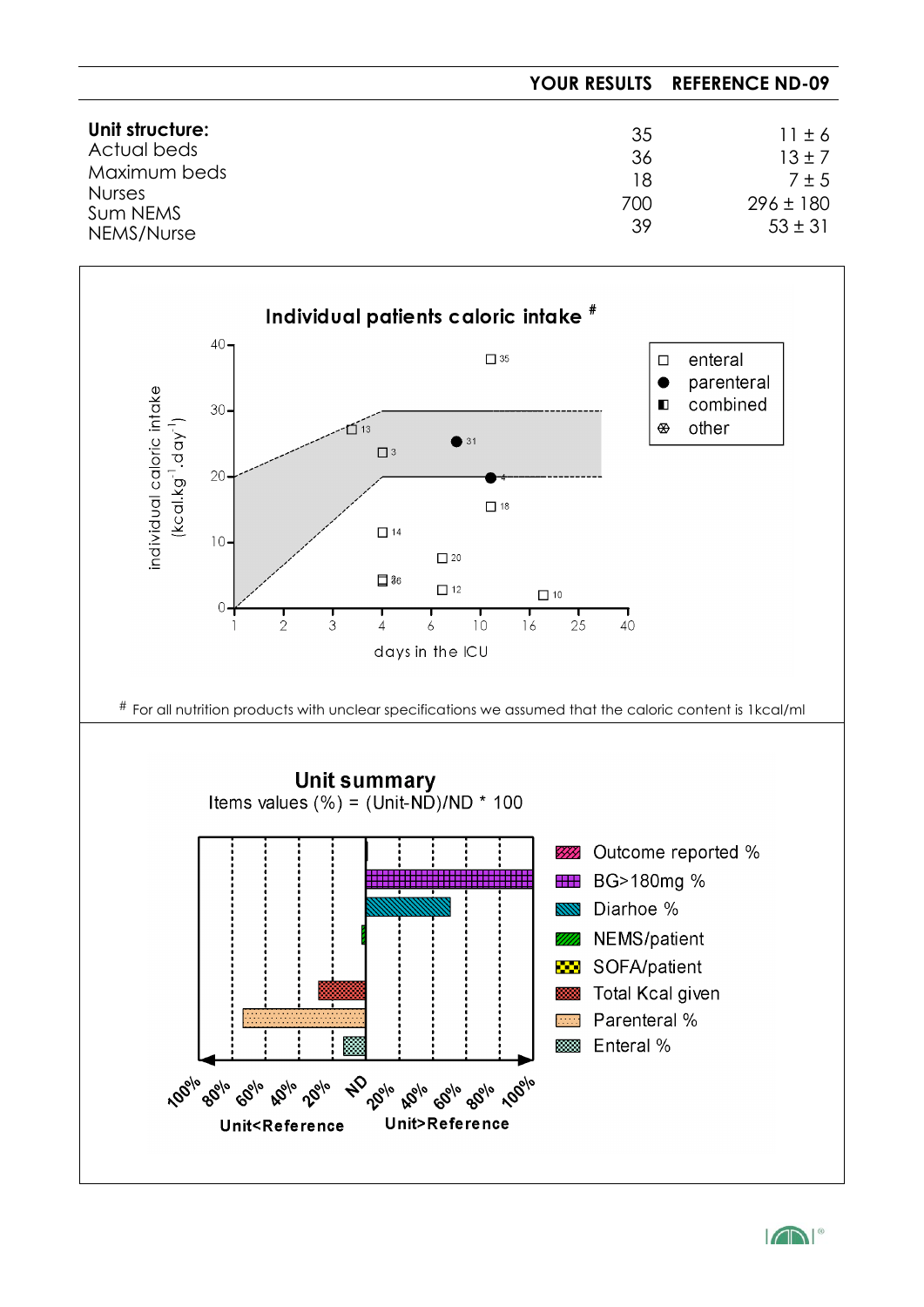| | YOUR RESULTS | REFERENCE ND-09 |
|---|---|---|
| **Unit structure:** | | |
| Actual beds | 35 | 11 ± 6 |
| Maximum beds | 36 | 13 ± 7 |
| Nurses | 18 | 7 ± 5 |
| Sum NEMS | 700 | 296 ± 180 |
| NEMS/Nurse | 39 | 53 ± 31 |

**Individual patients caloric intake #**

individual caloric intake ($kcal.kg^{-1}.day^{-1}$)

40
30
20
10
0

1 2 3 4 6 10 16 25 40

days in the ICU

35
13
31
3
4
18
14
20
36
12
10

□ enteral
● parental
◧ combined
⊗ other

# For all nutrition products with unclear specifications we assumed that the caloric content is 1kcal/ml

**Unit summary**

Items values (%) = (Unit-ND)/ND * 100

Outcome reported %
BG>180mg %
Diarhoe %
NEMS/patient
SOFA/patient
Total Kcal given
Parenteral %
Enteral %

100% 80% 60% 40% 20% ND 20% 40% 60% 80% 100%

Unit<Reference
Unit>Reference